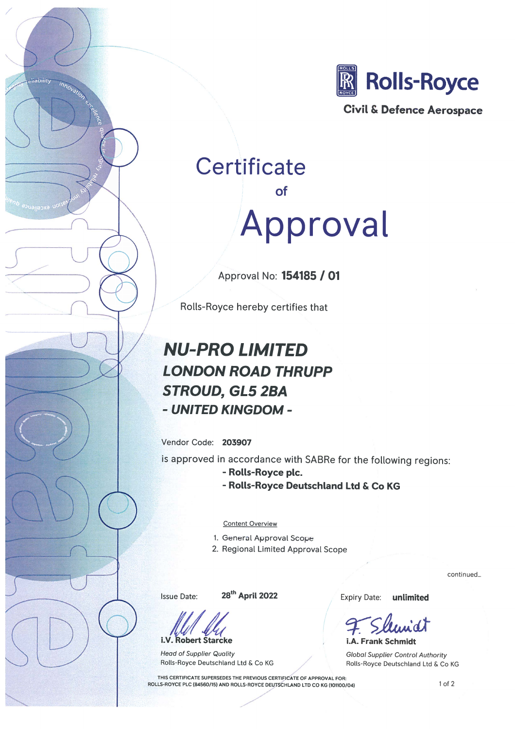**Rolls-Royce**

**Civil & Defence Aerospace**

# Certificate of Approval

Approval No: **154185 / 01**

Rolls-Royce hereby certifies that

## *NU-PRO LIMITED*

### *LONDON ROAD THRUPP*
### *STROUD, GL5 2BA*
### *- UNITED KINGDOM -*

Vendor Code: **203907**

is approved in accordance with SABRe for the following regions:

- **Rolls-Royce plc.**
- **Rolls-Royce Deutschland Ltd & Co KG**

Content Overview

1. General Approval Scope
2. Regional Limited Approval Scope

continued...

Issue Date: **28th April 2022**

Expiry Date: **unlimited**

**i.V. Robert Starcke**

*Head of Supplier Quality*
Rolls-Royce Deutschland Ltd & Co KG

**i.A. Frank Schmidt**

*Global Supplier Control Authority*
Rolls-Royce Deutschland Ltd & Co KG

THIS CERTIFICATE SUPERSEDES THE PREVIOUS CERTIFICATE OF APPROVAL FOR:
ROLLS-ROYCE PLC (84560/15) AND ROLLS-ROYCE DEUTSCHLAND LTD CO KG (101100/04)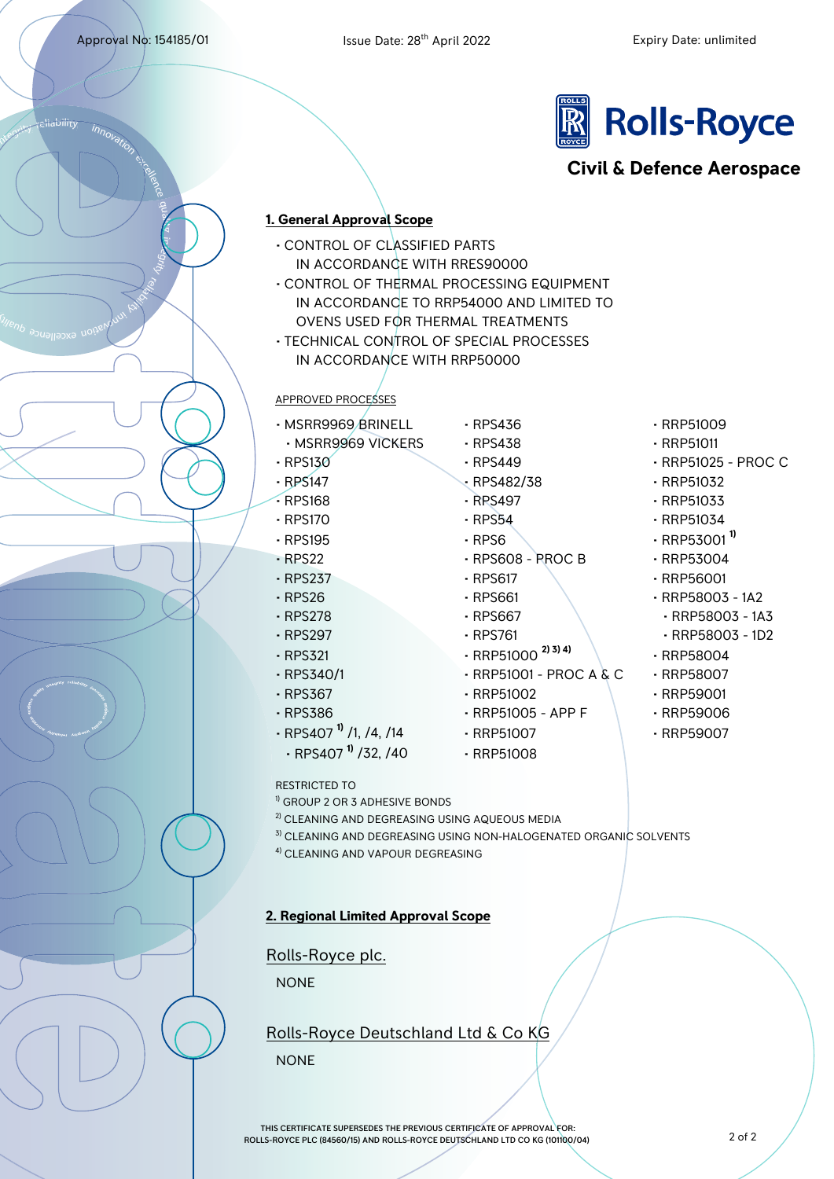Approval No: 154185/01 | Issue Date: 28th April 2022 | Expiry Date: unlimited

Rolls-Royce

**Civil & Defence Aerospace**

## 1. General Approval Scope

- CONTROL OF CLASSIFIED PARTS IN ACCORDANCE WITH RRES90000
- CONTROL OF THERMAL PROCESSING EQUIPMENT IN ACCORDANCE TO RRP54000 AND LIMITED TO OVENS USED FOR THERMAL TREATMENTS
- TECHNICAL CONTROL OF SPECIAL PROCESSES IN ACCORDANCE WITH RRP50000

APPROVED PROCESSES

- MSRR9969 BRINELL
  - MSRR9969 VICKERS
- RPS130
- RPS147
- RPS168
- RPS170
- RPS195
- RPS22
- RPS237
- RPS26
- RPS278
- RPS297
- RPS321
- RPS340/1
- RPS367
- RPS386
- RPS407 [1] /1, /4, /14
  - RPS407 [1] /32, /40
- RPS436
- RPS438
- RPS449
- RPS482/38
- RPS497
- RPS54
- RPS6
- RPS608 - PROC B
- RPS617
- RPS661
- RPS667
- RPS761
- RRP51000 [2) 3) 4)]
- RRP51001 - PROC A & C
- RRP51002
- RRP51005 - APP F
- RRP51007
- RRP51008
- RRP51009
- RRP51011
- RRP51025 - PROC C
- RRP51032
- RRP51033
- RRP51034
- RRP53001 [1]
- RRP53004
- RRP56001
- RRP58003 - 1A2
  - RRP58003 - 1A3
  - RRP58003 - 1D2
- RRP58004
- RRP58007
- RRP59001
- RRP59006
- RRP59007

RESTRICTED TO

[1] GROUP 2 OR 3 ADHESIVE BONDS

[2] CLEANING AND DEGREASING USING AQUEOUS MEDIA

[3] CLEANING AND DEGREASING USING NON-HALOGENATED ORGANIC SOLVENTS

[4] CLEANING AND VAPOUR DEGREASING

## 2. Regional Limited Approval Scope

Rolls-Royce plc.

NONE

Rolls-Royce Deutschland Ltd & Co KG

NONE

THIS CERTIFICATE SUPERSEDES THE PREVIOUS CERTIFICATE OF APPROVAL FOR:
ROLLS-ROYCE PLC (84560/15) AND ROLLS-ROYCE DEUTSCHLAND LTD CO KG (101100/04)